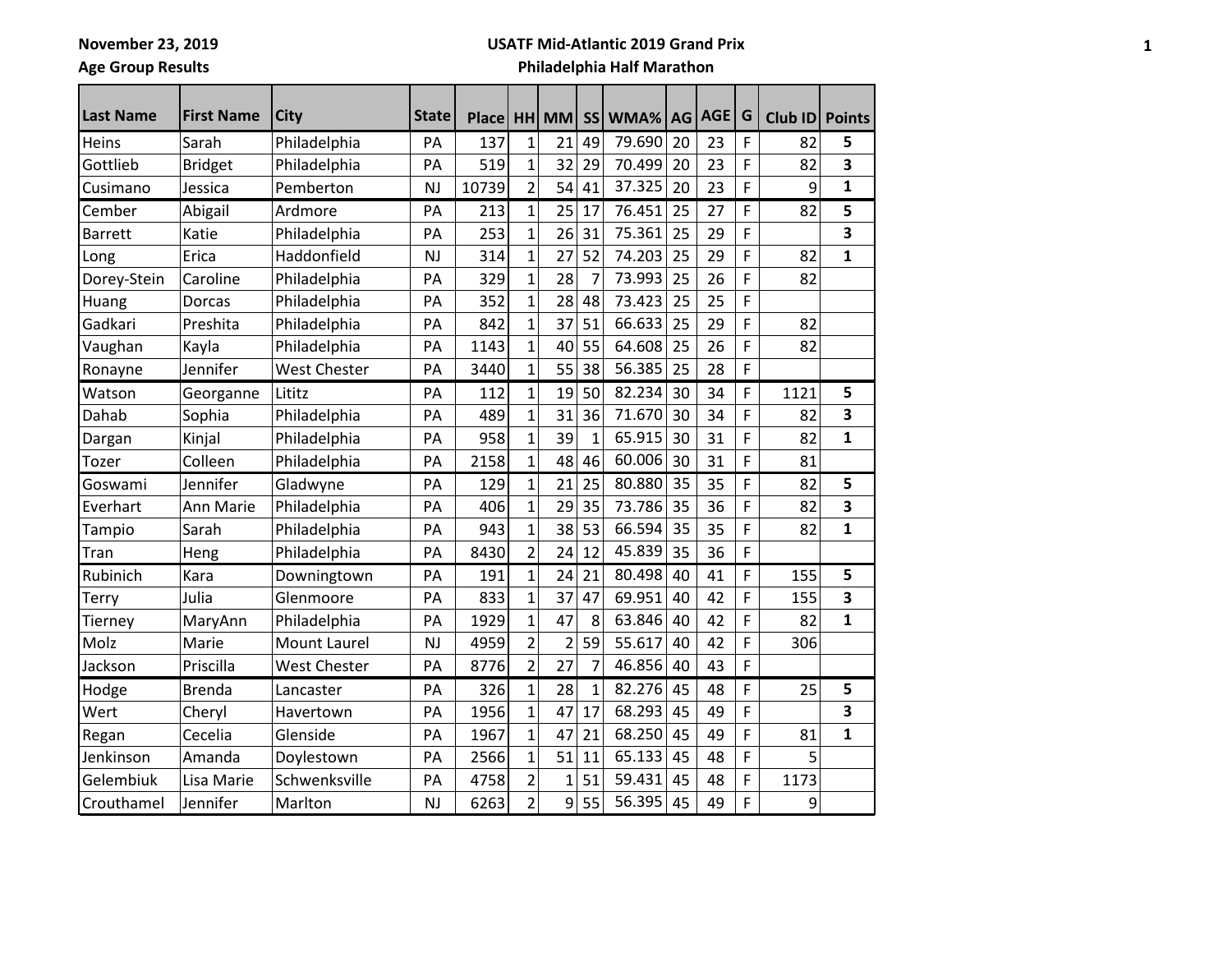**November 23, 2019**

**Age Group Results**

**USATF Mid-Atlantic 2019 Grand Prix**

**Philadelphia Half Marathon**

| Last Name | First Name | City | State | Place | HH | MM | SS | WMA% | AG | AGE | G | Club ID | Points |
|---|---|---|---|---|---|---|---|---|---|---|---|---|---|
| Heins | Sarah | Philadelphia | PA | 137 | 1 | 21 | 49 | 79.690 | 20 | 23 | F | 82 | **5** |
| Gottlieb | Bridget | Philadelphia | PA | 519 | 1 | 32 | 29 | 70.499 | 20 | 23 | F | 82 | **3** |
| Cusimano | Jessica | Pemberton | NJ | 10739 | 2 | 54 | 41 | 37.325 | 20 | 23 | F | 9 | **1** |
| Cember | Abigail | Ardmore | PA | 213 | 1 | 25 | 17 | 76.451 | 25 | 27 | F | 82 | **5** |
| Barrett | Katie | Philadelphia | PA | 253 | 1 | 26 | 31 | 75.361 | 25 | 29 | F | | **3** |
| Long | Erica | Haddonfield | NJ | 314 | 1 | 27 | 52 | 74.203 | 25 | 29 | F | 82 | **1** |
| Dorey-Stein | Caroline | Philadelphia | PA | 329 | 1 | 28 | 7 | 73.993 | 25 | 26 | F | 82 | |
| Huang | Dorcas | Philadelphia | PA | 352 | 1 | 28 | 48 | 73.423 | 25 | 25 | F | | |
| Gadkari | Preshita | Philadelphia | PA | 842 | 1 | 37 | 51 | 66.633 | 25 | 29 | F | 82 | |
| Vaughan | Kayla | Philadelphia | PA | 1143 | 1 | 40 | 55 | 64.608 | 25 | 26 | F | 82 | |
| Ronayne | Jennifer | West Chester | PA | 3440 | 1 | 55 | 38 | 56.385 | 25 | 28 | F | | |
| Watson | Georganne | Lititz | PA | 112 | 1 | 19 | 50 | 82.234 | 30 | 34 | F | 1121 | **5** |
| Dahab | Sophia | Philadelphia | PA | 489 | 1 | 31 | 36 | 71.670 | 30 | 34 | F | 82 | **3** |
| Dargan | Kinjal | Philadelphia | PA | 958 | 1 | 39 | 1 | 65.915 | 30 | 31 | F | 82 | **1** |
| Tozer | Colleen | Philadelphia | PA | 2158 | 1 | 48 | 46 | 60.006 | 30 | 31 | F | 81 | |
| Goswami | Jennifer | Gladwyne | PA | 129 | 1 | 21 | 25 | 80.880 | 35 | 35 | F | 82 | **5** |
| Everhart | Ann Marie | Philadelphia | PA | 406 | 1 | 29 | 35 | 73.786 | 35 | 36 | F | 82 | **3** |
| Tampio | Sarah | Philadelphia | PA | 943 | 1 | 38 | 53 | 66.594 | 35 | 35 | F | 82 | **1** |
| Tran | Heng | Philadelphia | PA | 8430 | 2 | 24 | 12 | 45.839 | 35 | 36 | F | | |
| Rubinich | Kara | Downingtown | PA | 191 | 1 | 24 | 21 | 80.498 | 40 | 41 | F | 155 | **5** |
| Terry | Julia | Glenmoore | PA | 833 | 1 | 37 | 47 | 69.951 | 40 | 42 | F | 155 | **3** |
| Tierney | MaryAnn | Philadelphia | PA | 1929 | 1 | 47 | 8 | 63.846 | 40 | 42 | F | 82 | **1** |
| Molz | Marie | Mount Laurel | NJ | 4959 | 2 | 2 | 59 | 55.617 | 40 | 42 | F | 306 | |
| Jackson | Priscilla | West Chester | PA | 8776 | 2 | 27 | 7 | 46.856 | 40 | 43 | F | | |
| Hodge | Brenda | Lancaster | PA | 326 | 1 | 28 | 1 | 82.276 | 45 | 48 | F | 25 | **5** |
| Wert | Cheryl | Havertown | PA | 1956 | 1 | 47 | 17 | 68.293 | 45 | 49 | F | | **3** |
| Regan | Cecelia | Glenside | PA | 1967 | 1 | 47 | 21 | 68.250 | 45 | 49 | F | 81 | **1** |
| Jenkinson | Amanda | Doylestown | PA | 2566 | 1 | 51 | 11 | 65.133 | 45 | 48 | F | 5 | |
| Gelembiuk | Lisa Marie | Schwenksville | PA | 4758 | 2 | 1 | 51 | 59.431 | 45 | 48 | F | 1173 | |
| Crouthamel | Jennifer | Marlton | NJ | 6263 | 2 | 9 | 55 | 56.395 | 45 | 49 | F | 9 | |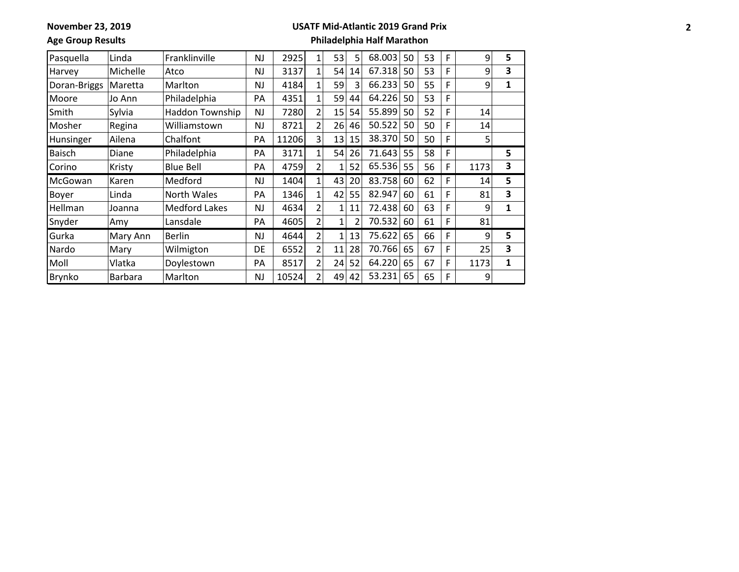November 23, 2019

Age Group Results

**USATF Mid-Atlantic 2019 Grand Prix**

**Philadelphia Half Marathon**

| | | | | | | | | | | | | | |
|---|---|---|---|---|---|---|---|---|---|---|---|---|---|
| Pasquella | Linda | Franklinville | NJ | 2925 | 1 | 53 | 5 | 68.003 | 50 | 53 | F | 9 | **5** |
| Harvey | Michelle | Atco | NJ | 3137 | 1 | 54 | 14 | 67.318 | 50 | 53 | F | 9 | **3** |
| Doran-Briggs | Maretta | Marlton | NJ | 4184 | 1 | 59 | 3 | 66.233 | 50 | 55 | F | 9 | **1** |
| Moore | Jo Ann | Philadelphia | PA | 4351 | 1 | 59 | 44 | 64.226 | 50 | 53 | F | | |
| Smith | Sylvia | Haddon Township | NJ | 7280 | 2 | 15 | 54 | 55.899 | 50 | 52 | F | 14 | |
| Mosher | Regina | Williamstown | NJ | 8721 | 2 | 26 | 46 | 50.522 | 50 | 50 | F | 14 | |
| Hunsinger | Ailena | Chalfont | PA | 11206 | 3 | 13 | 15 | 38.370 | 50 | 50 | F | 5 | |
| Baisch | Diane | Philadelphia | PA | 3171 | 1 | 54 | 26 | 71.643 | 55 | 58 | F | | **5** |
| Corino | Kristy | Blue Bell | PA | 4759 | 2 | 1 | 52 | 65.536 | 55 | 56 | F | 1173 | **3** |
| McGowan | Karen | Medford | NJ | 1404 | 1 | 43 | 20 | 83.758 | 60 | 62 | F | 14 | **5** |
| Boyer | Linda | North Wales | PA | 1346 | 1 | 42 | 55 | 82.947 | 60 | 61 | F | 81 | **3** |
| Hellman | Joanna | Medford Lakes | NJ | 4634 | 2 | 1 | 11 | 72.438 | 60 | 63 | F | 9 | **1** |
| Snyder | Amy | Lansdale | PA | 4605 | 2 | 1 | 2 | 70.532 | 60 | 61 | F | 81 | |
| Gurka | Mary Ann | Berlin | NJ | 4644 | 2 | 1 | 13 | 75.622 | 65 | 66 | F | 9 | **5** |
| Nardo | Mary | Wilmigton | DE | 6552 | 2 | 11 | 28 | 70.766 | 65 | 67 | F | 25 | **3** |
| Moll | Vlatka | Doylestown | PA | 8517 | 2 | 24 | 52 | 64.220 | 65 | 67 | F | 1173 | **1** |
| Brynko | Barbara | Marlton | NJ | 10524 | 2 | 49 | 42 | 53.231 | 65 | 65 | F | 9 | |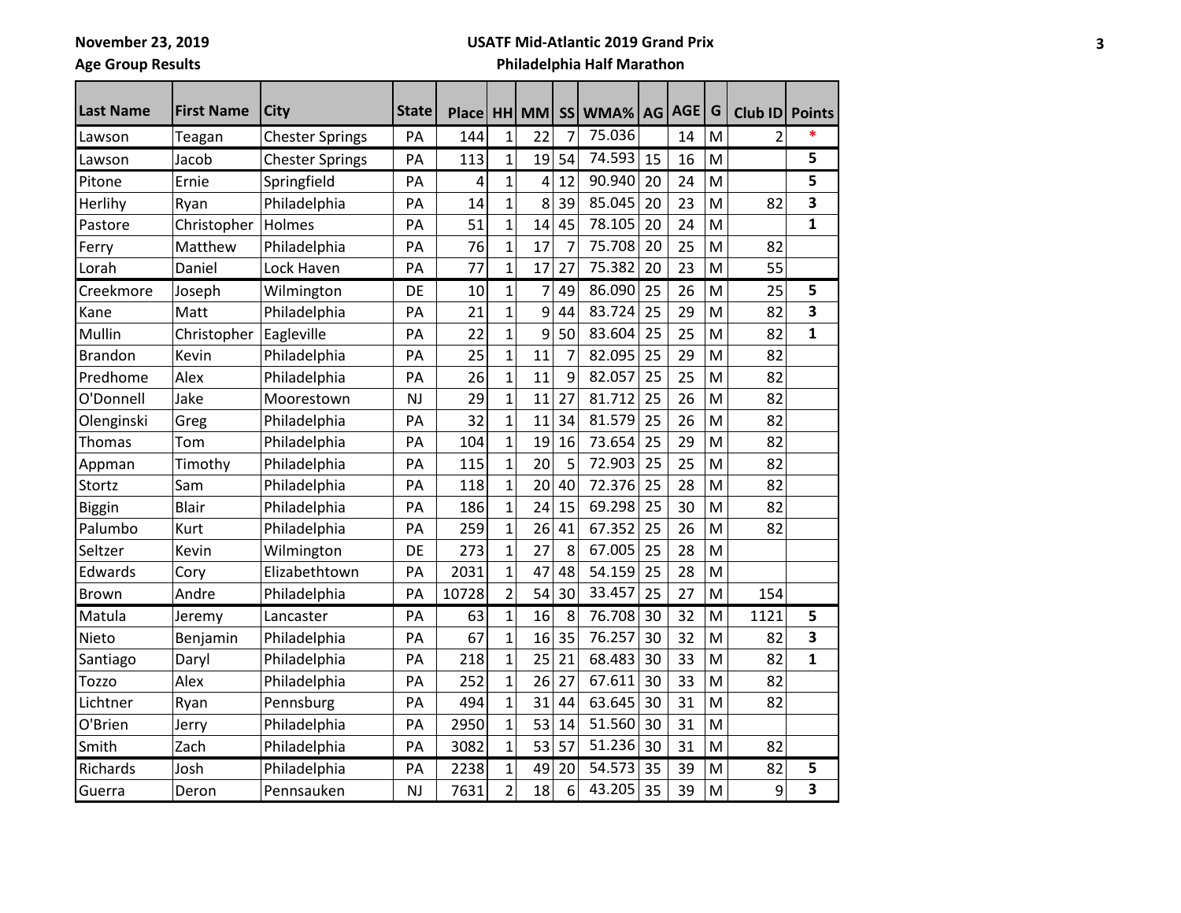**November 23, 2019**

**Age Group Results**

**USATF Mid-Atlantic 2019 Grand Prix**

**Philadelphia Half Marathon**

| Last Name | First Name | City | State | Place | HH | MM | SS | WMA% | AG | AGE | G | Club ID | Points |
|---|---|---|---|---|---|---|---|---|---|---|---|---|---|
| Lawson | Teagan | Chester Springs | PA | 144 | 1 | 22 | 7 | 75.036 | | 14 | M | 2 | * |
| Lawson | Jacob | Chester Springs | PA | 113 | 1 | 19 | 54 | 74.593 | 15 | 16 | M | | 5 |
| Pitone | Ernie | Springfield | PA | 4 | 1 | 4 | 12 | 90.940 | 20 | 24 | M | | 5 |
| Herlihy | Ryan | Philadelphia | PA | 14 | 1 | 8 | 39 | 85.045 | 20 | 23 | M | 82 | 3 |
| Pastore | Christopher | Holmes | PA | 51 | 1 | 14 | 45 | 78.105 | 20 | 24 | M | | 1 |
| Ferry | Matthew | Philadelphia | PA | 76 | 1 | 17 | 7 | 75.708 | 20 | 25 | M | 82 | |
| Lorah | Daniel | Lock Haven | PA | 77 | 1 | 17 | 27 | 75.382 | 20 | 23 | M | 55 | |
| Creekmore | Joseph | Wilmington | DE | 10 | 1 | 7 | 49 | 86.090 | 25 | 26 | M | 25 | 5 |
| Kane | Matt | Philadelphia | PA | 21 | 1 | 9 | 44 | 83.724 | 25 | 29 | M | 82 | 3 |
| Mullin | Christopher | Eagleville | PA | 22 | 1 | 9 | 50 | 83.604 | 25 | 25 | M | 82 | 1 |
| Brandon | Kevin | Philadelphia | PA | 25 | 1 | 11 | 7 | 82.095 | 25 | 29 | M | 82 | |
| Predhome | Alex | Philadelphia | PA | 26 | 1 | 11 | 9 | 82.057 | 25 | 25 | M | 82 | |
| O'Donnell | Jake | Moorestown | NJ | 29 | 1 | 11 | 27 | 81.712 | 25 | 26 | M | 82 | |
| Olenginski | Greg | Philadelphia | PA | 32 | 1 | 11 | 34 | 81.579 | 25 | 26 | M | 82 | |
| Thomas | Tom | Philadelphia | PA | 104 | 1 | 19 | 16 | 73.654 | 25 | 29 | M | 82 | |
| Appman | Timothy | Philadelphia | PA | 115 | 1 | 20 | 5 | 72.903 | 25 | 25 | M | 82 | |
| Stortz | Sam | Philadelphia | PA | 118 | 1 | 20 | 40 | 72.376 | 25 | 28 | M | 82 | |
| Biggin | Blair | Philadelphia | PA | 186 | 1 | 24 | 15 | 69.298 | 25 | 30 | M | 82 | |
| Palumbo | Kurt | Philadelphia | PA | 259 | 1 | 26 | 41 | 67.352 | 25 | 26 | M | 82 | |
| Seltzer | Kevin | Wilmington | DE | 273 | 1 | 27 | 8 | 67.005 | 25 | 28 | M | | |
| Edwards | Cory | Elizabethtown | PA | 2031 | 1 | 47 | 48 | 54.159 | 25 | 28 | M | | |
| Brown | Andre | Philadelphia | PA | 10728 | 2 | 54 | 30 | 33.457 | 25 | 27 | M | 154 | |
| Matula | Jeremy | Lancaster | PA | 63 | 1 | 16 | 8 | 76.708 | 30 | 32 | M | 1121 | 5 |
| Nieto | Benjamin | Philadelphia | PA | 67 | 1 | 16 | 35 | 76.257 | 30 | 32 | M | 82 | 3 |
| Santiago | Daryl | Philadelphia | PA | 218 | 1 | 25 | 21 | 68.483 | 30 | 33 | M | 82 | 1 |
| Tozzo | Alex | Philadelphia | PA | 252 | 1 | 26 | 27 | 67.611 | 30 | 33 | M | 82 | |
| Lichtner | Ryan | Pennsburg | PA | 494 | 1 | 31 | 44 | 63.645 | 30 | 31 | M | 82 | |
| O'Brien | Jerry | Philadelphia | PA | 2950 | 1 | 53 | 14 | 51.560 | 30 | 31 | M | | |
| Smith | Zach | Philadelphia | PA | 3082 | 1 | 53 | 57 | 51.236 | 30 | 31 | M | 82 | |
| Richards | Josh | Philadelphia | PA | 2238 | 1 | 49 | 20 | 54.573 | 35 | 39 | M | 82 | 5 |
| Guerra | Deron | Pennsauken | NJ | 7631 | 2 | 18 | 6 | 43.205 | 35 | 39 | M | 9 | 3 |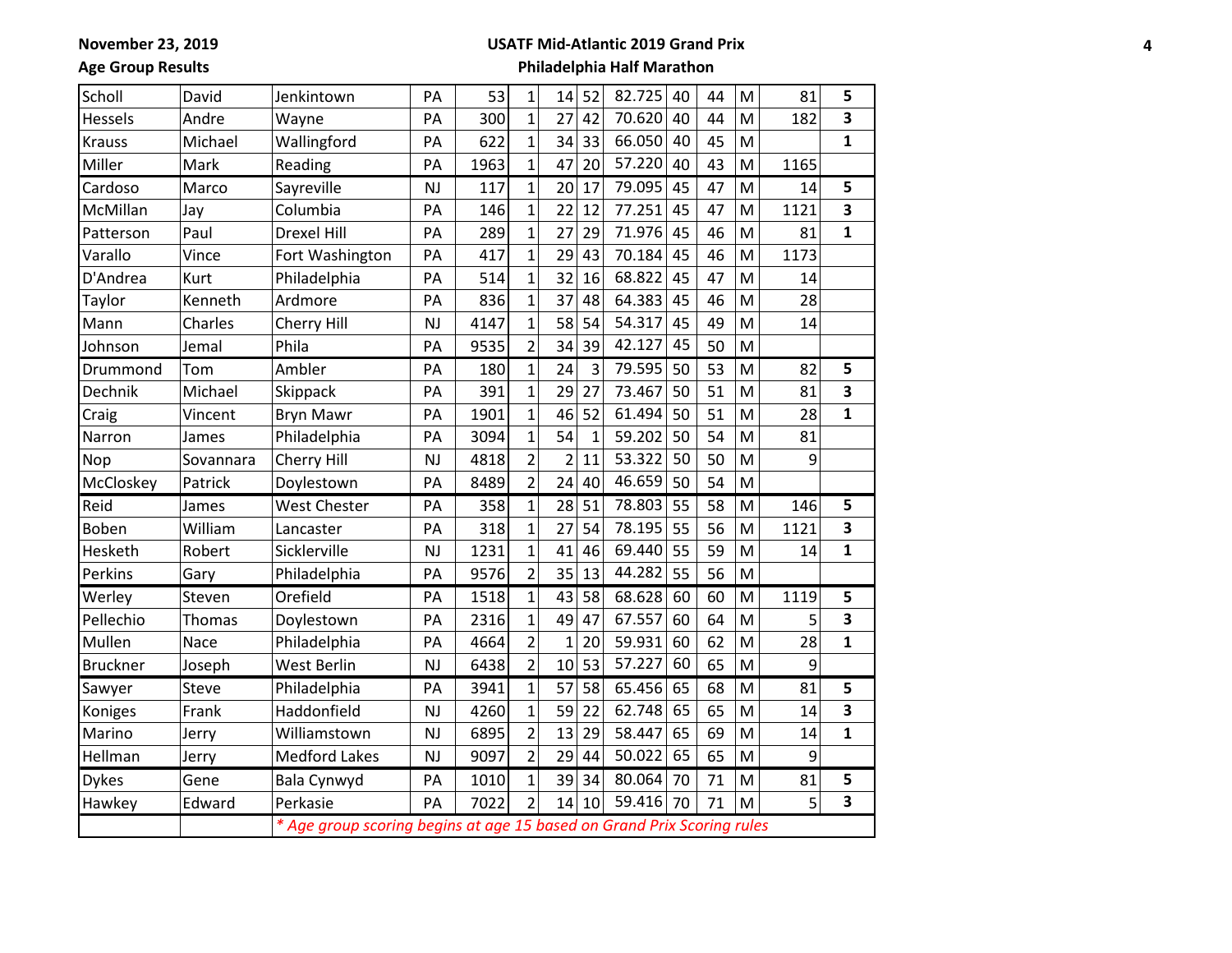**November 23, 2019**

**Age Group Results**

**USATF Mid-Atlantic 2019 Grand Prix**

**Philadelphia Half Marathon**

| | | | | | | | | | | | | | | |
|---|---|---|---|---|---|---|---|---|---|---|---|---|---|---|
| Scholl | David | Jenkintown | PA | 53 | 1 | 14 | 52 | 82.725 | 40 | 44 | M | 81 | **5** |
| Hessels | Andre | Wayne | PA | 300 | 1 | 27 | 42 | 70.620 | 40 | 44 | M | 182 | **3** |
| Krauss | Michael | Wallingford | PA | 622 | 1 | 34 | 33 | 66.050 | 40 | 45 | M | | **1** |
| Miller | Mark | Reading | PA | 1963 | 1 | 47 | 20 | 57.220 | 40 | 43 | M | 1165 | |
| Cardoso | Marco | Sayreville | NJ | 117 | 1 | 20 | 17 | 79.095 | 45 | 47 | M | 14 | **5** |
| McMillan | Jay | Columbia | PA | 146 | 1 | 22 | 12 | 77.251 | 45 | 47 | M | 1121 | **3** |
| Patterson | Paul | Drexel Hill | PA | 289 | 1 | 27 | 29 | 71.976 | 45 | 46 | M | 81 | **1** |
| Varallo | Vince | Fort Washington | PA | 417 | 1 | 29 | 43 | 70.184 | 45 | 46 | M | 1173 | |
| D'Andrea | Kurt | Philadelphia | PA | 514 | 1 | 32 | 16 | 68.822 | 45 | 47 | M | 14 | |
| Taylor | Kenneth | Ardmore | PA | 836 | 1 | 37 | 48 | 64.383 | 45 | 46 | M | 28 | |
| Mann | Charles | Cherry Hill | NJ | 4147 | 1 | 58 | 54 | 54.317 | 45 | 49 | M | 14 | |
| Johnson | Jemal | Phila | PA | 9535 | 2 | 34 | 39 | 42.127 | 45 | 50 | M | | |
| Drummond | Tom | Ambler | PA | 180 | 1 | 24 | 3 | 79.595 | 50 | 53 | M | 82 | **5** |
| Dechnik | Michael | Skippack | PA | 391 | 1 | 29 | 27 | 73.467 | 50 | 51 | M | 81 | **3** |
| Craig | Vincent | Bryn Mawr | PA | 1901 | 1 | 46 | 52 | 61.494 | 50 | 51 | M | 28 | **1** |
| Narron | James | Philadelphia | PA | 3094 | 1 | 54 | 1 | 59.202 | 50 | 54 | M | 81 | |
| Nop | Sovannara | Cherry Hill | NJ | 4818 | 2 | 2 | 11 | 53.322 | 50 | 50 | M | 9 | |
| McCloskey | Patrick | Doylestown | PA | 8489 | 2 | 24 | 40 | 46.659 | 50 | 54 | M | | |
| Reid | James | West Chester | PA | 358 | 1 | 28 | 51 | 78.803 | 55 | 58 | M | 146 | **5** |
| Boben | William | Lancaster | PA | 318 | 1 | 27 | 54 | 78.195 | 55 | 56 | M | 1121 | **3** |
| Hesketh | Robert | Sicklerville | NJ | 1231 | 1 | 41 | 46 | 69.440 | 55 | 59 | M | 14 | **1** |
| Perkins | Gary | Philadelphia | PA | 9576 | 2 | 35 | 13 | 44.282 | 55 | 56 | M | | |
| Werley | Steven | Orefield | PA | 1518 | 1 | 43 | 58 | 68.628 | 60 | 60 | M | 1119 | **5** |
| Pellechio | Thomas | Doylestown | PA | 2316 | 1 | 49 | 47 | 67.557 | 60 | 64 | M | 5 | **3** |
| Mullen | Nace | Philadelphia | PA | 4664 | 2 | 1 | 20 | 59.931 | 60 | 62 | M | 28 | **1** |
| Bruckner | Joseph | West Berlin | NJ | 6438 | 2 | 10 | 53 | 57.227 | 60 | 65 | M | 9 | |
| Sawyer | Steve | Philadelphia | PA | 3941 | 1 | 57 | 58 | 65.456 | 65 | 68 | M | 81 | **5** |
| Koniges | Frank | Haddonfield | NJ | 4260 | 1 | 59 | 22 | 62.748 | 65 | 65 | M | 14 | **3** |
| Marino | Jerry | Williamstown | NJ | 6895 | 2 | 13 | 29 | 58.447 | 65 | 69 | M | 14 | **1** |
| Hellman | Jerry | Medford Lakes | NJ | 9097 | 2 | 29 | 44 | 50.022 | 65 | 65 | M | 9 | |
| Dykes | Gene | Bala Cynwyd | PA | 1010 | 1 | 39 | 34 | 80.064 | 70 | 71 | M | 81 | **5** |
| Hawkey | Edward | Perkasie | PA | 7022 | 2 | 14 | 10 | 59.416 | 70 | 71 | M | 5 | **3** |
| | | *\* Age group scoring begins at age 15 based on Grand Prix Scoring rules* | | | | | | | | | | | |